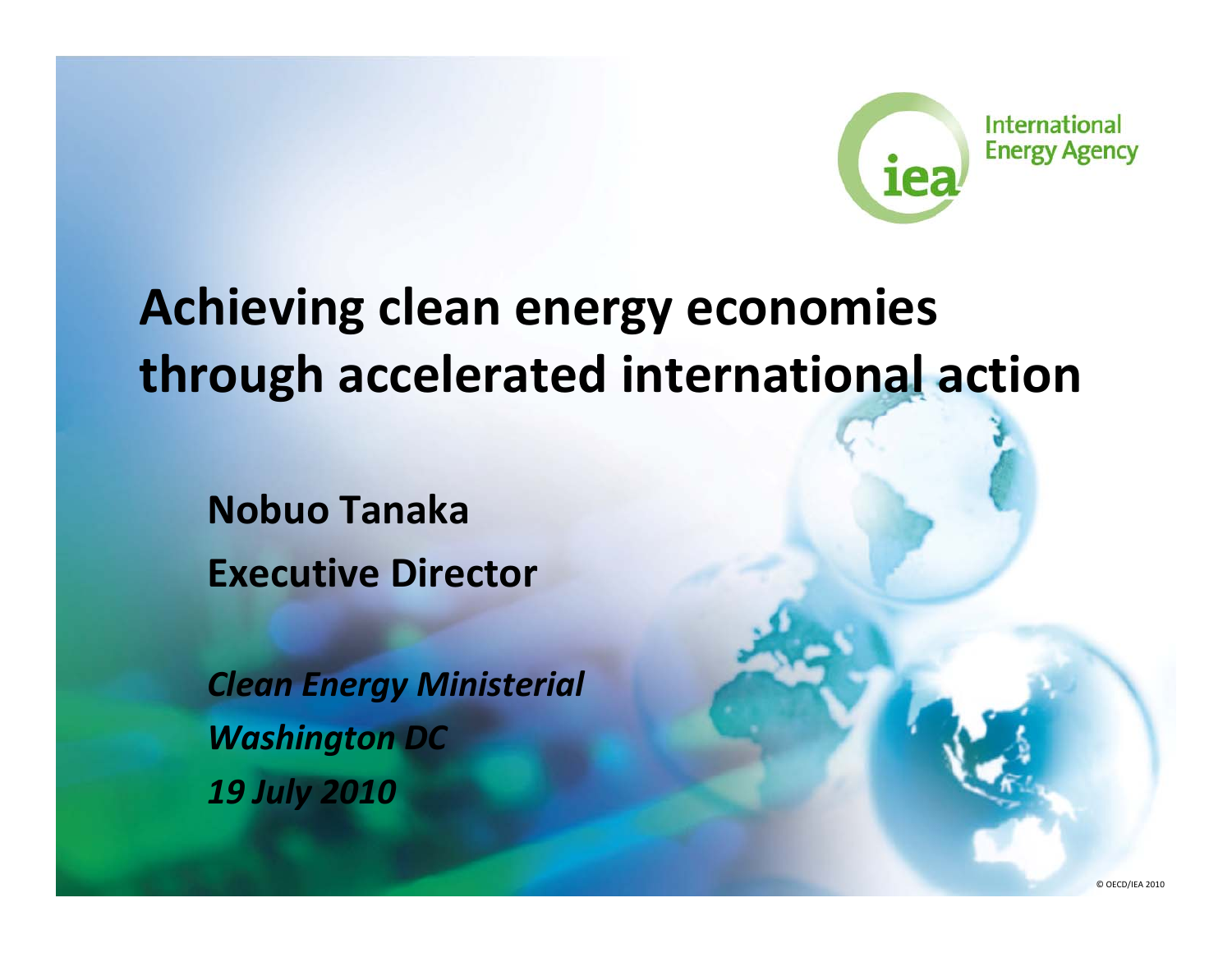# Achieving clean energy economies through accelerated international action

**Nobuo Tanaka**

**Executive Director**

***Clean Energy Ministerial***

***Washington DC***

***19 July 2010***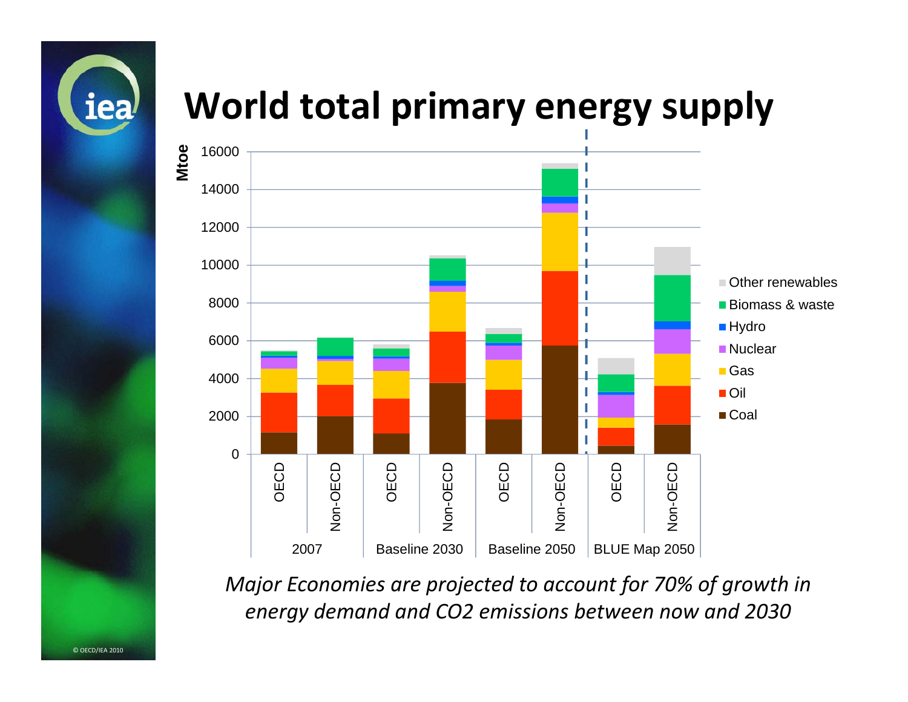# World total primary energy supply

*Major Economies are projected to account for 70% of growth in energy demand and CO2 emissions between now and 2030*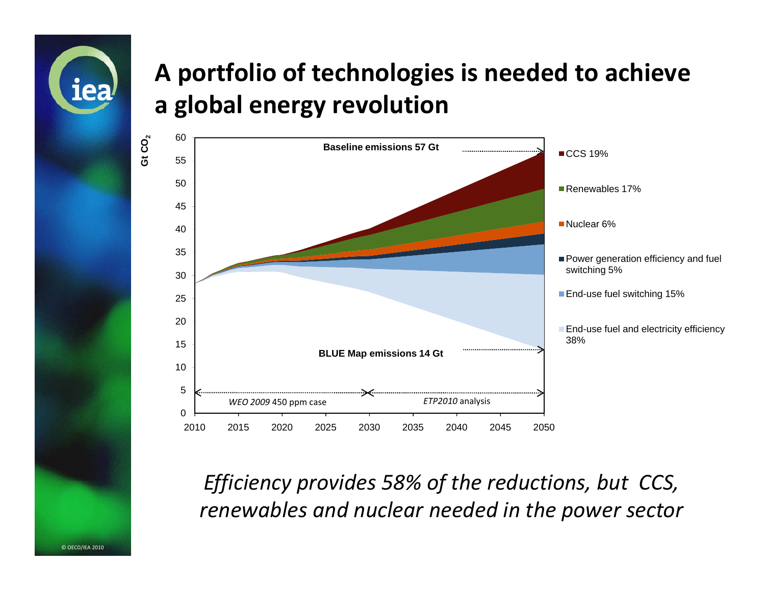# A portfolio of technologies is needed to achieve a global energy revolution

Gt $CO_2$

Baseline emissions 57 Gt

BLUE Map emissions 14 Gt

*WEO 2009* 450 ppm case

*ETP2010* analysis

- CCS 19%
- Renewables 17%
- Nuclear 6%
- Power generation efficiency and fuel switching 5%
- End-use fuel switching 15%
- End-use fuel and electricity efficiency 38%

*Efficiency provides 58% of the reductions, but CCS, renewables and nuclear needed in the power sector*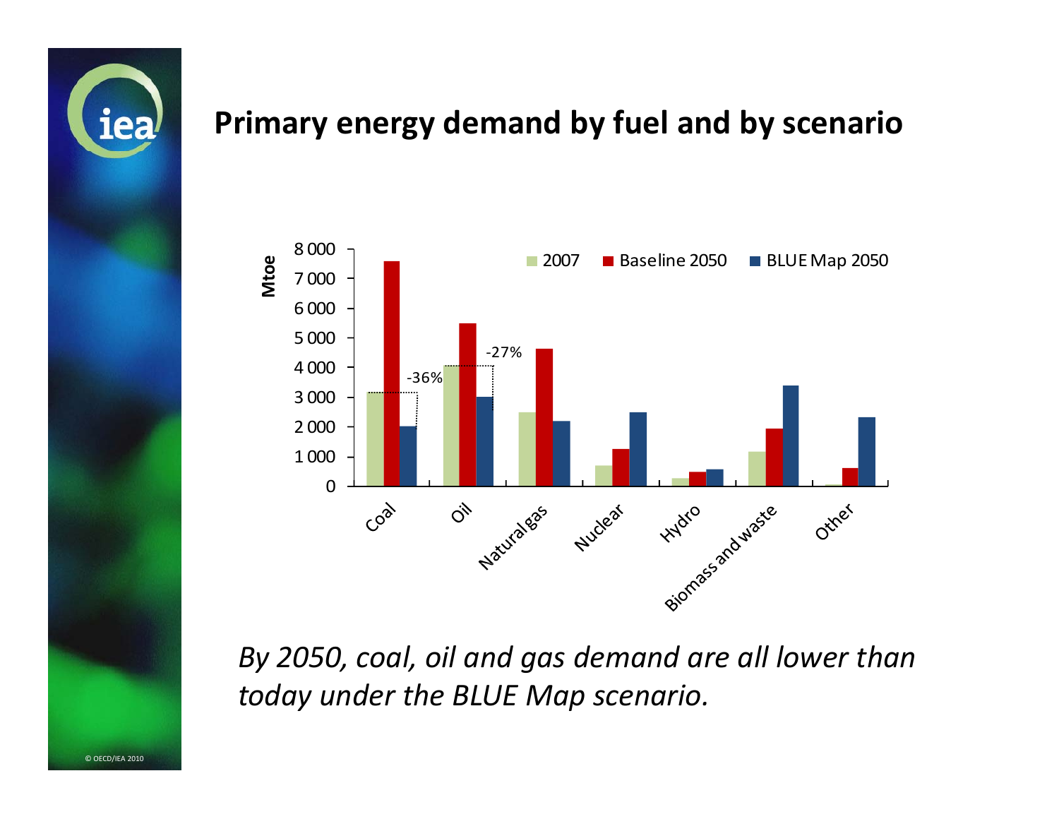# Primary energy demand by fuel and by scenario

*By 2050, coal, oil and gas demand are all lower than today under the BLUE Map scenario.*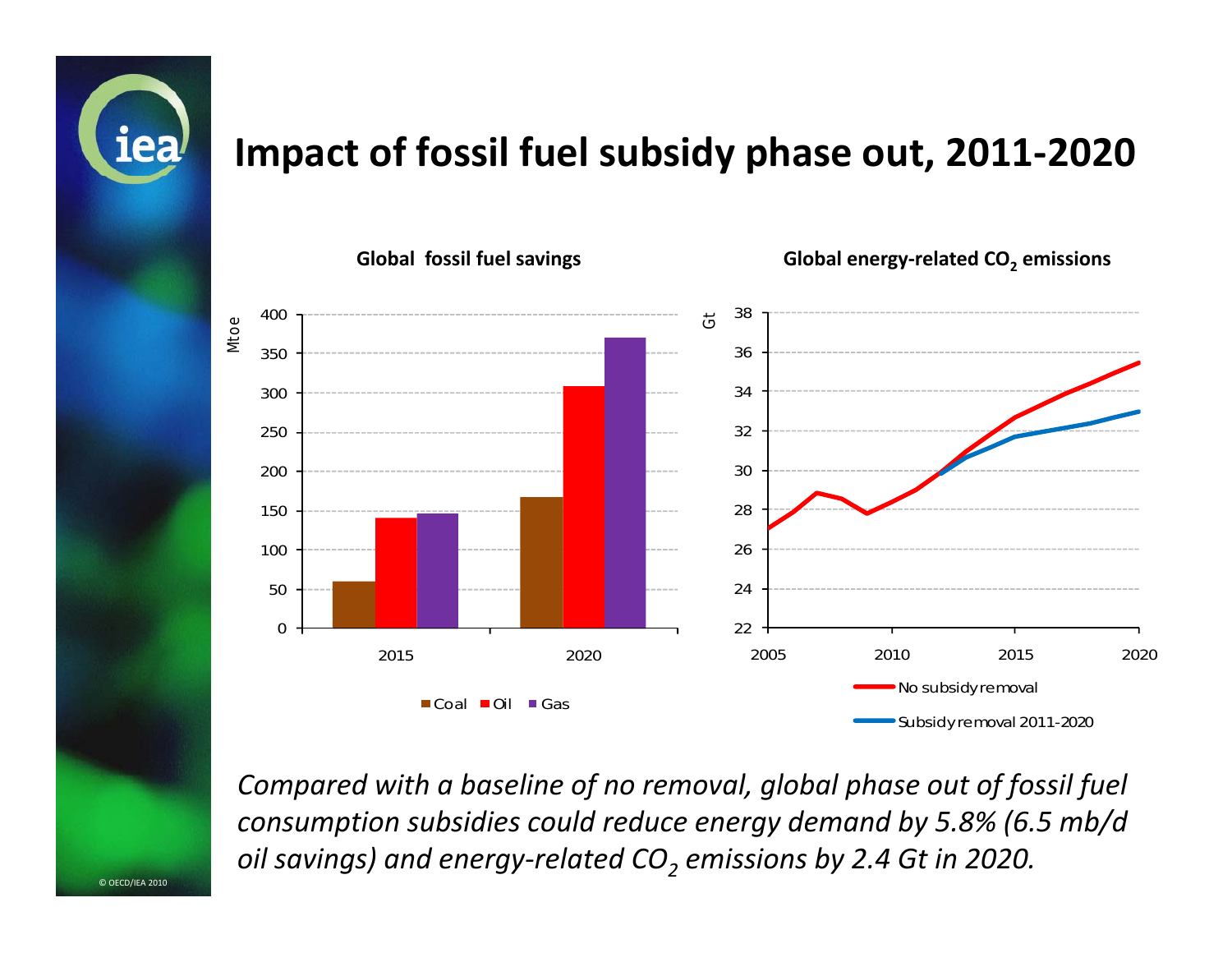# Impact of fossil fuel subsidy phase out, 2011-2020

**Global fossil fuel savings**

Mtoe

| | Coal | Oil | Gas |
|---|---|---|---|
| 2015 | 60 | 140 | 146 |
| 2020 | 167 | 308 | 370 |

**Global energy-related $CO_2$ emissions**

Gt

— No subsidy removal
— Subsidy removal 2011-2020

*Compared with a baseline of no removal, global phase out of fossil fuel consumption subsidies could reduce energy demand by 5.8% (6.5 mb/d oil savings) and energy-related $CO_2$ emissions by 2.4 Gt in 2020.*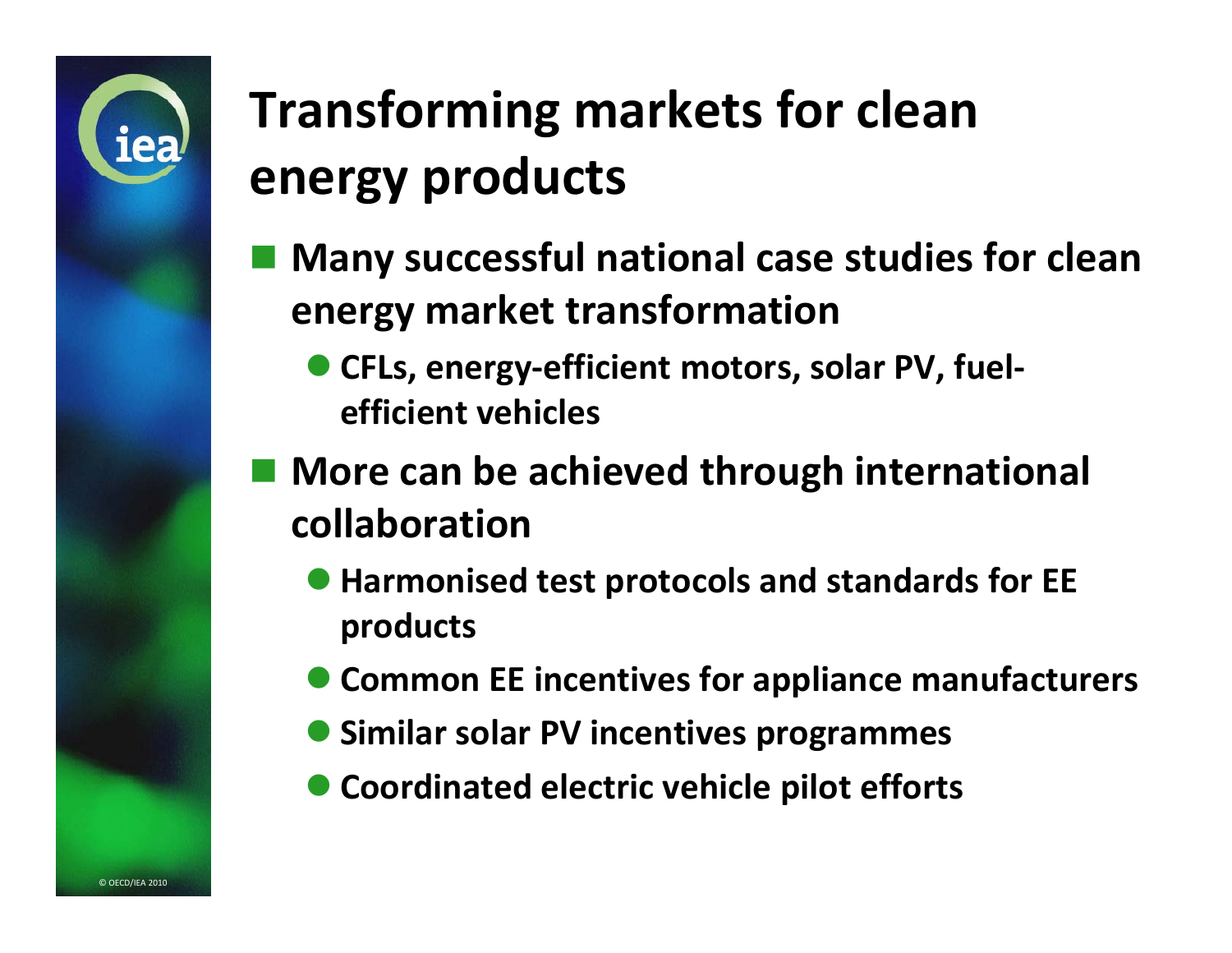# Transforming markets for clean energy products

- **Many successful national case studies for clean energy market transformation**
  - **CFLs, energy-efficient motors, solar PV, fuel-efficient vehicles**
- **More can be achieved through international collaboration**
  - **Harmonised test protocols and standards for EE products**
  - **Common EE incentives for appliance manufacturers**
  - **Similar solar PV incentives programmes**
  - **Coordinated electric vehicle pilot efforts**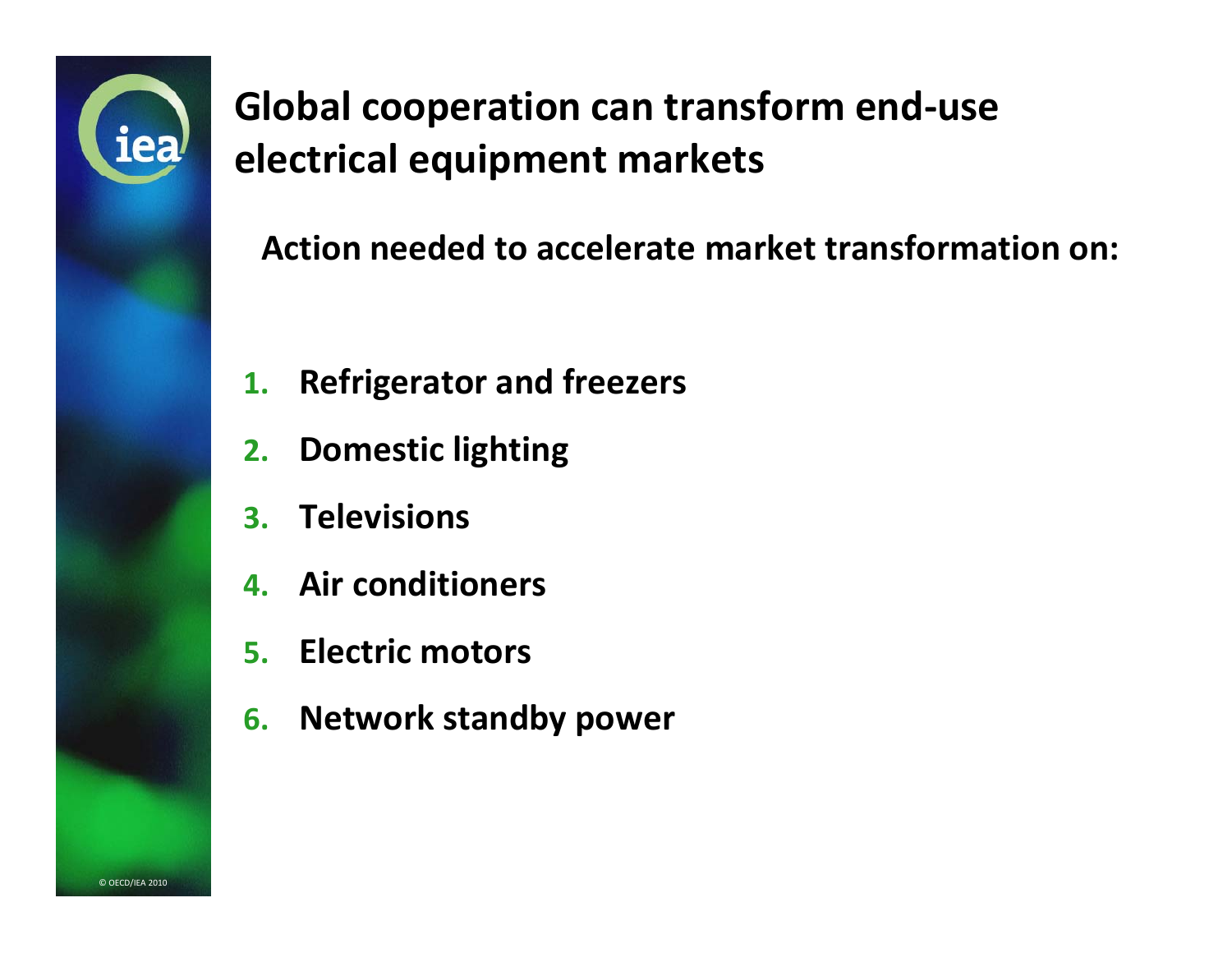# Global cooperation can transform end-use electrical equipment markets

**Action needed to accelerate market transformation on:**

1. **Refrigerator and freezers**
2. **Domestic lighting**
3. **Televisions**
4. **Air conditioners**
5. **Electric motors**
6. **Network standby power**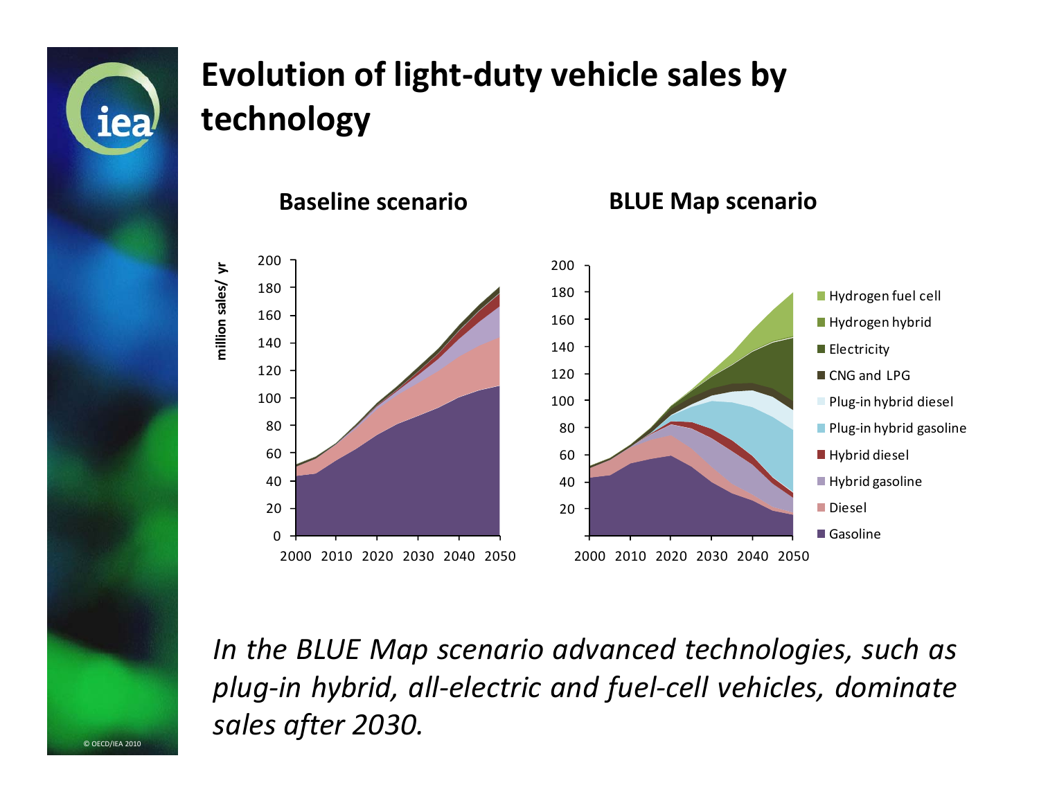# Evolution of light-duty vehicle sales by technology

*In the BLUE Map scenario advanced technologies, such as plug-in hybrid, all-electric and fuel-cell vehicles, dominate sales after 2030.*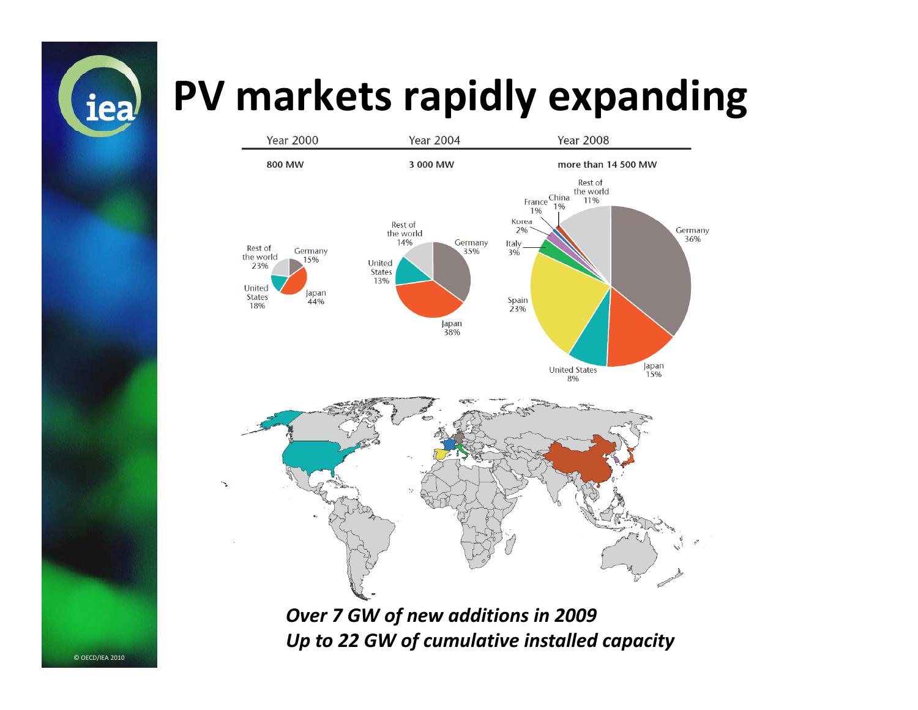# PV markets rapidly expanding

| Year 2000 | Year 2004 | Year 2008 |
|---|---|---|
| 800 MW | 3 000 MW | more than 14 500 MW |

**Year 2000:** Germany 15%, Japan 44%, United States 18%, Rest of the world 23%

**Year 2004:** Germany 35%, Japan 38%, United States 13%, Rest of the world 14%

**Year 2008:** Germany 36%, Japan 15%, United States 8%, Spain 23%, Italy 3%, Korea 2%, France 1%, China 1%, Rest of the world 11%

*Over 7 GW of new additions in 2009*
*Up to 22 GW of cumulative installed capacity*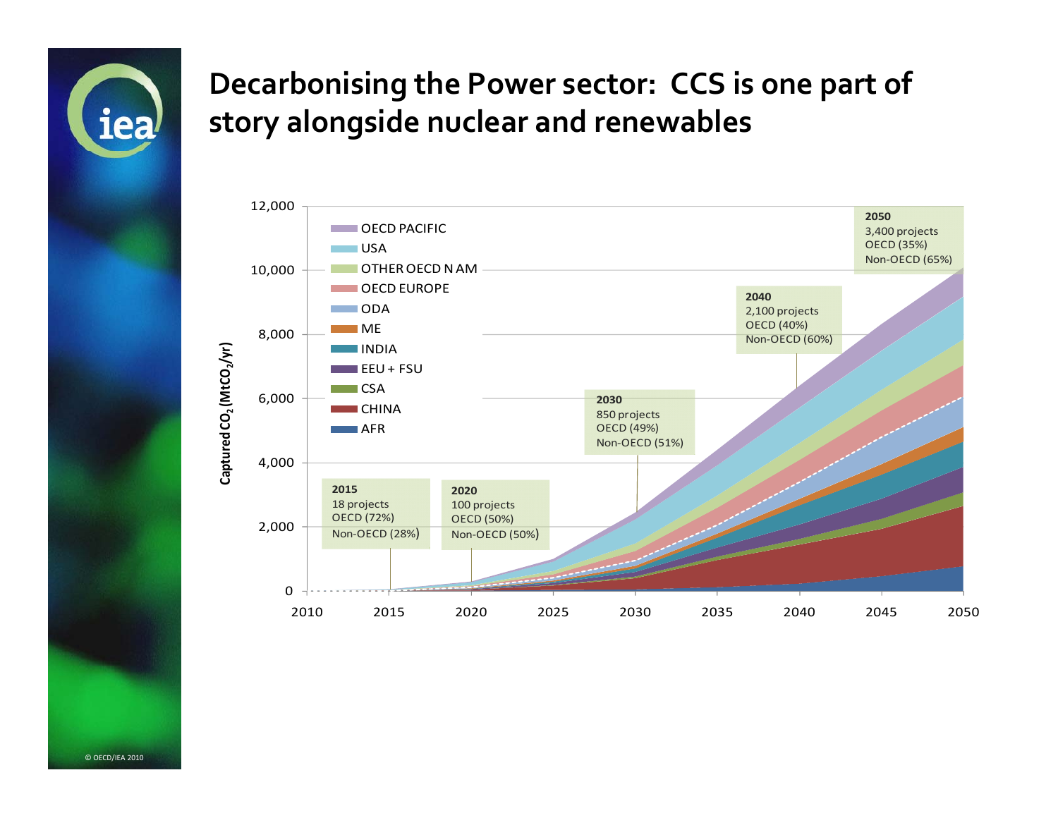# Decarbonising the Power sector: CCS is one part of story alongside nuclear and renewables

Captured $CO_2$ ($MtCO_2/yr$)

Legend: OECD PACIFIC, USA, OTHER OECD N AM, OECD EUROPE, ODA, ME, INDIA, EEU + FSU, CSA, CHINA, AFR

**2015**
18 projects
OECD (72%)
Non-OECD (28%)

**2020**
100 projects
OECD (50%)
Non-OECD (50%)

**2030**
850 projects
OECD (49%)
Non-OECD (51%)

**2040**
2,100 projects
OECD (40%)
Non-OECD (60%)

**2050**
3,400 projects
OECD (35%)
Non-OECD (65%)

© OECD/IEA 2010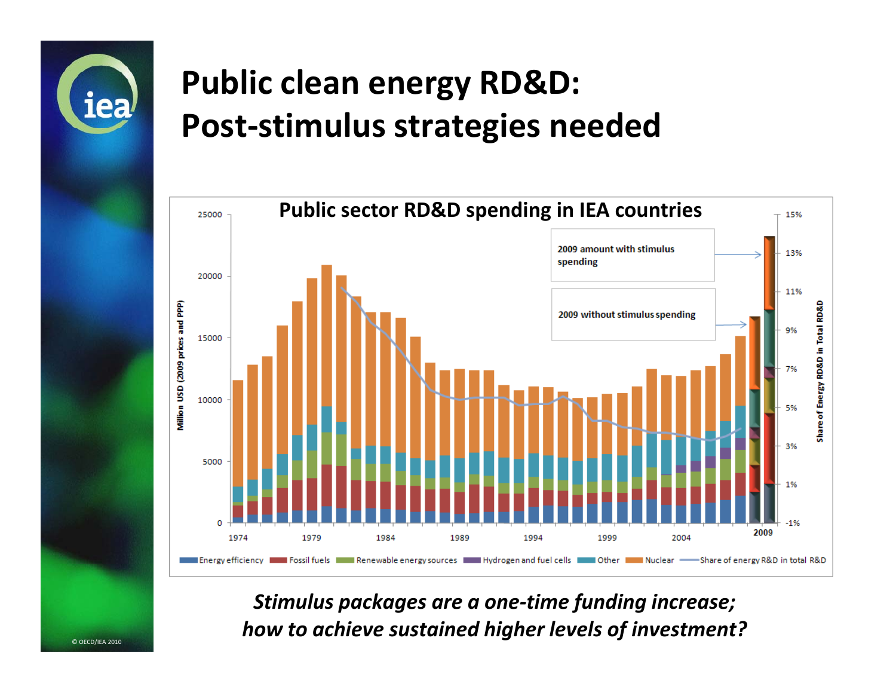# Public clean energy RD&D: Post-stimulus strategies needed

**Public sector RD&D spending in IEA countries**

*Stimulus packages are a one-time funding increase; how to achieve sustained higher levels of investment?*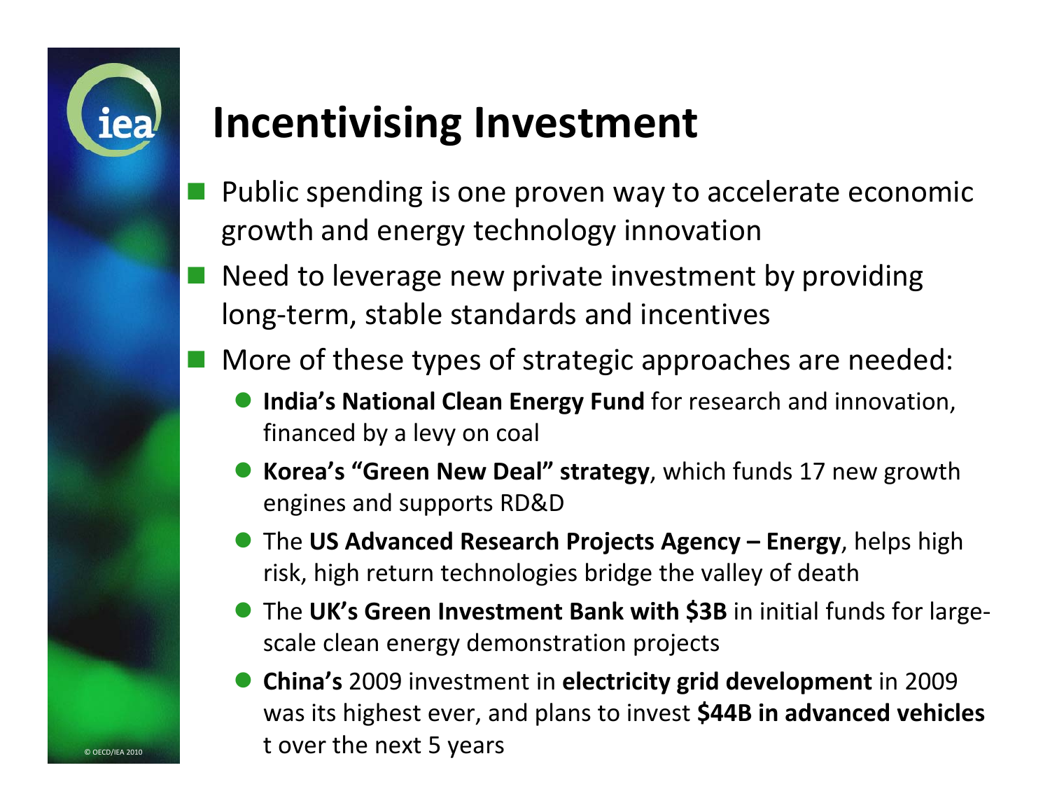# Incentivising Investment

- Public spending is one proven way to accelerate economic growth and energy technology innovation
- Need to leverage new private investment by providing long-term, stable standards and incentives
- More of these types of strategic approaches are needed:
  - **India's National Clean Energy Fund** for research and innovation, financed by a levy on coal
  - **Korea's "Green New Deal" strategy**, which funds 17 new growth engines and supports RD&D
  - The **US Advanced Research Projects Agency – Energy**, helps high risk, high return technologies bridge the valley of death
  - The **UK's Green Investment Bank with $3B** in initial funds for large-scale clean energy demonstration projects
  - **China's** 2009 investment in **electricity grid development** in 2009 was its highest ever, and plans to invest **$44B in advanced vehicles** t over the next 5 years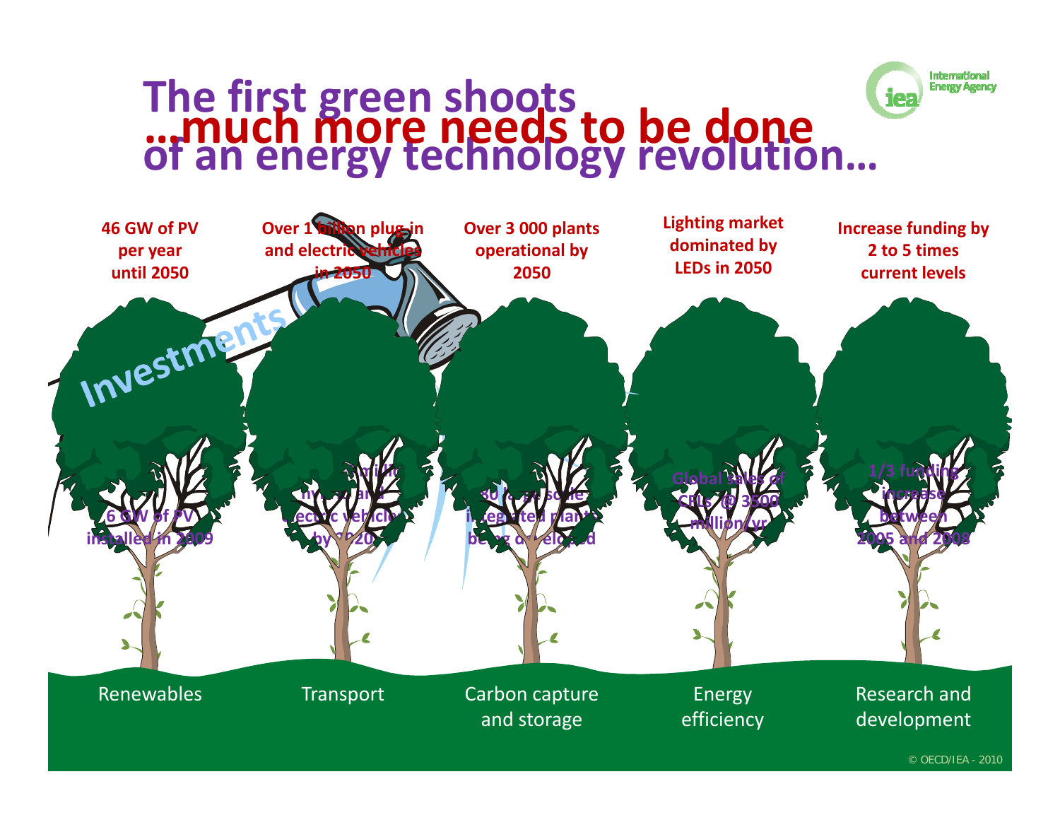# The first green shoots of an energy technology revolution…

# …much more needs to be done

46 GW of PV per year until 2050

Over 1 billion plug-in and electric vehicles in 2050

Over 3 000 plants operational by 2050

Lighting market dominated by LEDs in 2050

Increase funding by 2 to 5 times current levels

Investments

6 GW of PV installed in 2009

Plug-in hybrid and electric vehicles by 2020

30 large scale integrated plants being developed

Global sales of CFLs @ 3500 million/yr

1/3 funding increase between 2005 and 2008

Renewables

Transport

Carbon capture and storage

Energy efficiency

Research and development

© OECD/IEA - 2010